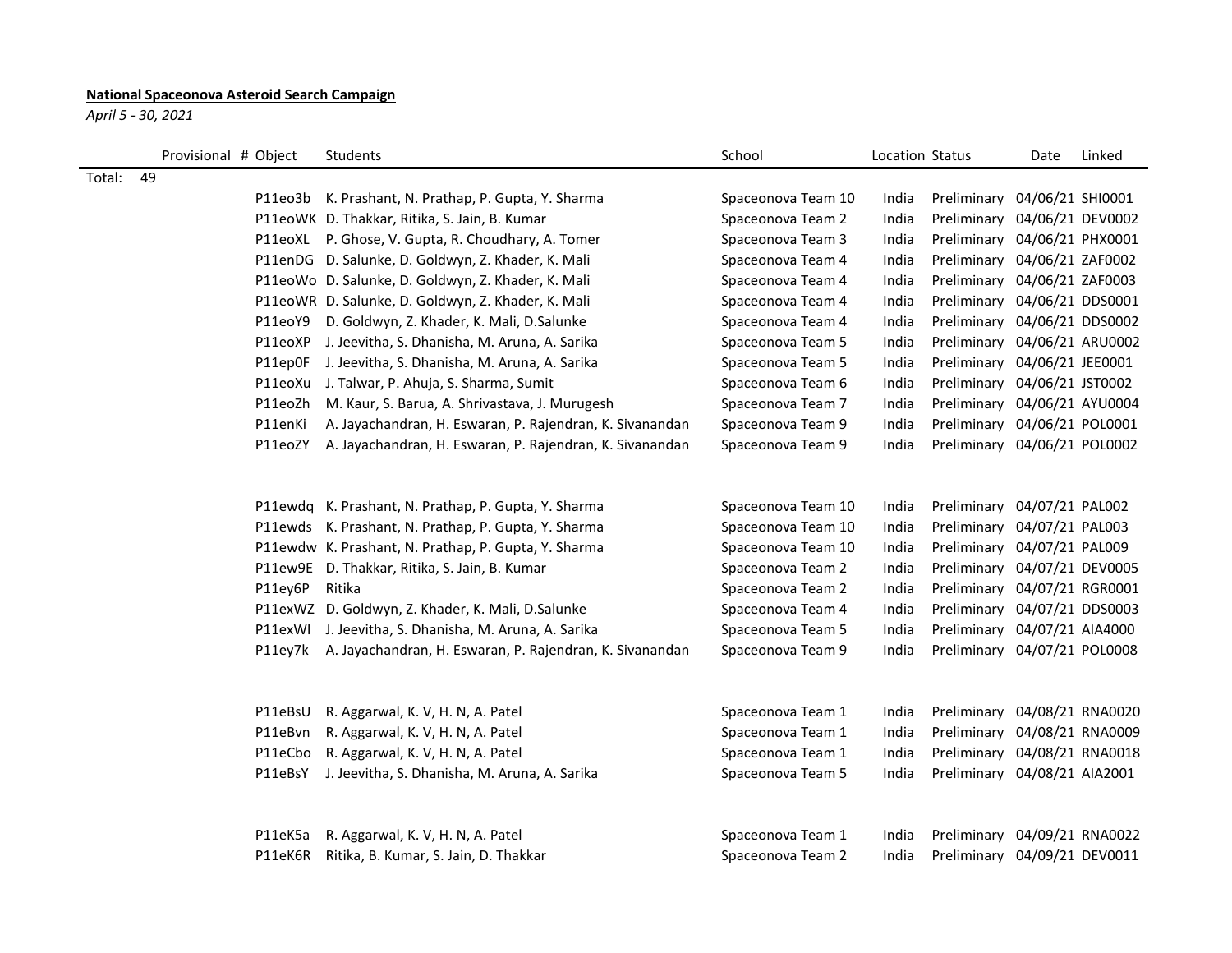**National Spaceonova Asteroid Search Campaign**

*April 5 - 30, 2021*

| | Provisional # | Object | Students | School | Location | Status | Date | Linked |
|---|---|---|---|---|---|---|---|---|
| Total: | 49 | | | | | | | |
| | | P11eo3b | K. Prashant, N. Prathap, P. Gupta, Y. Sharma | Spaceonova Team 10 | India | Preliminary | 04/06/21 | SHI0001 |
| | | P11eoWK | D. Thakkar, Ritika, S. Jain, B. Kumar | Spaceonova Team 2 | India | Preliminary | 04/06/21 | DEV0002 |
| | | P11eoXL | P. Ghose, V. Gupta, R. Choudhary, A. Tomer | Spaceonova Team 3 | India | Preliminary | 04/06/21 | PHX0001 |
| | | P11enDG | D. Salunke, D. Goldwyn, Z. Khader, K. Mali | Spaceonova Team 4 | India | Preliminary | 04/06/21 | ZAF0002 |
| | | P11eoWo | D. Salunke, D. Goldwyn, Z. Khader, K. Mali | Spaceonova Team 4 | India | Preliminary | 04/06/21 | ZAF0003 |
| | | P11eoWR | D. Salunke, D. Goldwyn, Z. Khader, K. Mali | Spaceonova Team 4 | India | Preliminary | 04/06/21 | DDS0001 |
| | | P11eoY9 | D. Goldwyn, Z. Khader, K. Mali, D.Salunke | Spaceonova Team 4 | India | Preliminary | 04/06/21 | DDS0002 |
| | | P11eoXP | J. Jeevitha, S. Dhanisha, M. Aruna, A. Sarika | Spaceonova Team 5 | India | Preliminary | 04/06/21 | ARU0002 |
| | | P11ep0F | J. Jeevitha, S. Dhanisha, M. Aruna, A. Sarika | Spaceonova Team 5 | India | Preliminary | 04/06/21 | JEE0001 |
| | | P11eoXu | J. Talwar, P. Ahuja, S. Sharma, Sumit | Spaceonova Team 6 | India | Preliminary | 04/06/21 | JST0002 |
| | | P11eoZh | M. Kaur, S. Barua, A. Shrivastava, J. Murugesh | Spaceonova Team 7 | India | Preliminary | 04/06/21 | AYU0004 |
| | | P11enKi | A. Jayachandran, H. Eswaran, P. Rajendran, K. Sivanandan | Spaceonova Team 9 | India | Preliminary | 04/06/21 | POL0001 |
| | | P11eoZY | A. Jayachandran, H. Eswaran, P. Rajendran, K. Sivanandan | Spaceonova Team 9 | India | Preliminary | 04/06/21 | POL0002 |
| | | | | | | | | |
| | | P11ewdq | K. Prashant, N. Prathap, P. Gupta, Y. Sharma | Spaceonova Team 10 | India | Preliminary | 04/07/21 | PAL002 |
| | | P11ewds | K. Prashant, N. Prathap, P. Gupta, Y. Sharma | Spaceonova Team 10 | India | Preliminary | 04/07/21 | PAL003 |
| | | P11ewdw | K. Prashant, N. Prathap, P. Gupta, Y. Sharma | Spaceonova Team 10 | India | Preliminary | 04/07/21 | PAL009 |
| | | P11ew9E | D. Thakkar, Ritika, S. Jain, B. Kumar | Spaceonova Team 2 | India | Preliminary | 04/07/21 | DEV0005 |
| | | P11ey6P | Ritika | Spaceonova Team 2 | India | Preliminary | 04/07/21 | RGR0001 |
| | | P11exWZ | D. Goldwyn, Z. Khader, K. Mali, D.Salunke | Spaceonova Team 4 | India | Preliminary | 04/07/21 | DDS0003 |
| | | P11exWl | J. Jeevitha, S. Dhanisha, M. Aruna, A. Sarika | Spaceonova Team 5 | India | Preliminary | 04/07/21 | AIA4000 |
| | | P11ey7k | A. Jayachandran, H. Eswaran, P. Rajendran, K. Sivanandan | Spaceonova Team 9 | India | Preliminary | 04/07/21 | POL0008 |
| | | | | | | | | |
| | | P11eBsU | R. Aggarwal, K. V, H. N, A. Patel | Spaceonova Team 1 | India | Preliminary | 04/08/21 | RNA0020 |
| | | P11eBvn | R. Aggarwal, K. V, H. N, A. Patel | Spaceonova Team 1 | India | Preliminary | 04/08/21 | RNA0009 |
| | | P11eCbo | R. Aggarwal, K. V, H. N, A. Patel | Spaceonova Team 1 | India | Preliminary | 04/08/21 | RNA0018 |
| | | P11eBsY | J. Jeevitha, S. Dhanisha, M. Aruna, A. Sarika | Spaceonova Team 5 | India | Preliminary | 04/08/21 | AIA2001 |
| | | | | | | | | |
| | | P11eK5a | R. Aggarwal, K. V, H. N, A. Patel | Spaceonova Team 1 | India | Preliminary | 04/09/21 | RNA0022 |
| | | P11eK6R | Ritika, B. Kumar, S. Jain, D. Thakkar | Spaceonova Team 2 | India | Preliminary | 04/09/21 | DEV0011 |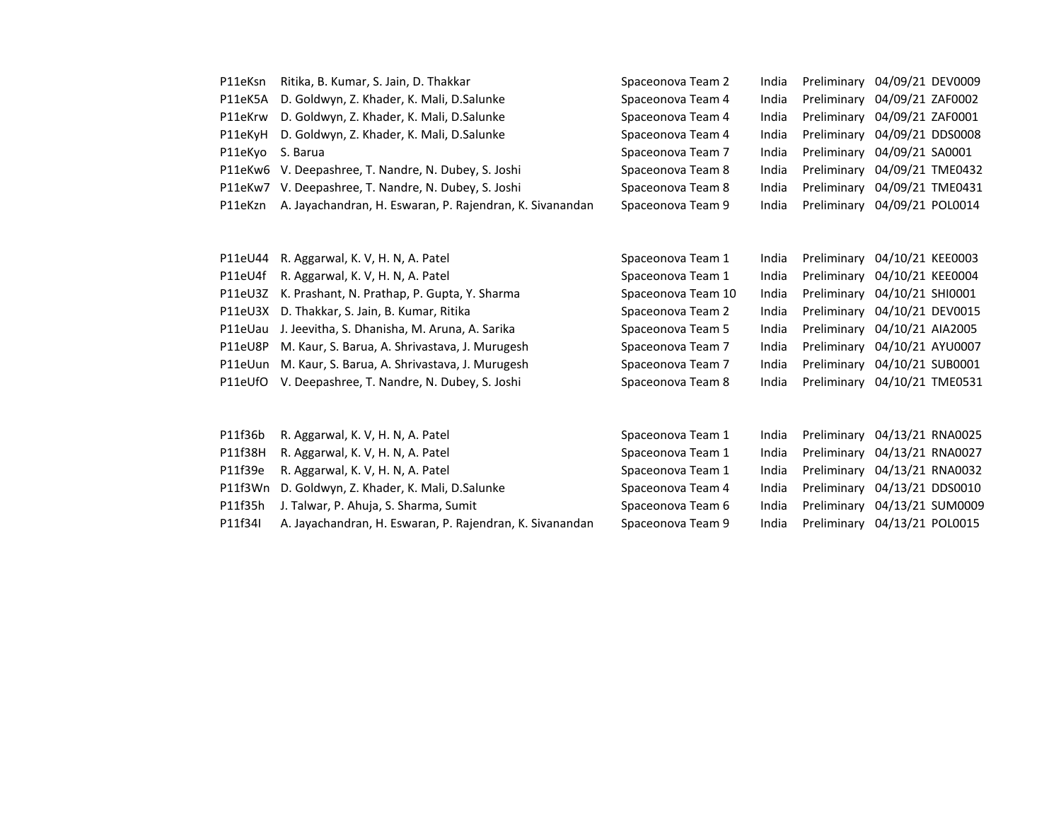| | | | | | | |
|---|---|---|---|---|---|---|
| P11eKsn | Ritika, B. Kumar, S. Jain, D. Thakkar | Spaceonova Team 2 | India | Preliminary | 04/09/21 | DEV0009 |
| P11eK5A | D. Goldwyn, Z. Khader, K. Mali, D.Salunke | Spaceonova Team 4 | India | Preliminary | 04/09/21 | ZAF0002 |
| P11eKrw | D. Goldwyn, Z. Khader, K. Mali, D.Salunke | Spaceonova Team 4 | India | Preliminary | 04/09/21 | ZAF0001 |
| P11eKyH | D. Goldwyn, Z. Khader, K. Mali, D.Salunke | Spaceonova Team 4 | India | Preliminary | 04/09/21 | DDS0008 |
| P11eKyo | S. Barua | Spaceonova Team 7 | India | Preliminary | 04/09/21 | SA0001 |
| P11eKw6 | V. Deepashree, T. Nandre, N. Dubey, S. Joshi | Spaceonova Team 8 | India | Preliminary | 04/09/21 | TME0432 |
| P11eKw7 | V. Deepashree, T. Nandre, N. Dubey, S. Joshi | Spaceonova Team 8 | India | Preliminary | 04/09/21 | TME0431 |
| P11eKzn | A. Jayachandran, H. Eswaran, P. Rajendran, K. Sivanandan | Spaceonova Team 9 | India | Preliminary | 04/09/21 | POL0014 |
| | | | | | | |
| P11eU44 | R. Aggarwal, K. V, H. N, A. Patel | Spaceonova Team 1 | India | Preliminary | 04/10/21 | KEE0003 |
| P11eU4f | R. Aggarwal, K. V, H. N, A. Patel | Spaceonova Team 1 | India | Preliminary | 04/10/21 | KEE0004 |
| P11eU3Z | K. Prashant, N. Prathap, P. Gupta, Y. Sharma | Spaceonova Team 10 | India | Preliminary | 04/10/21 | SHI0001 |
| P11eU3X | D. Thakkar, S. Jain, B. Kumar, Ritika | Spaceonova Team 2 | India | Preliminary | 04/10/21 | DEV0015 |
| P11eUau | J. Jeevitha, S. Dhanisha, M. Aruna, A. Sarika | Spaceonova Team 5 | India | Preliminary | 04/10/21 | AIA2005 |
| P11eU8P | M. Kaur, S. Barua, A. Shrivastava, J. Murugesh | Spaceonova Team 7 | India | Preliminary | 04/10/21 | AYU0007 |
| P11eUun | M. Kaur, S. Barua, A. Shrivastava, J. Murugesh | Spaceonova Team 7 | India | Preliminary | 04/10/21 | SUB0001 |
| P11eUfO | V. Deepashree, T. Nandre, N. Dubey, S. Joshi | Spaceonova Team 8 | India | Preliminary | 04/10/21 | TME0531 |
| | | | | | | |
| P11f36b | R. Aggarwal, K. V, H. N, A. Patel | Spaceonova Team 1 | India | Preliminary | 04/13/21 | RNA0025 |
| P11f38H | R. Aggarwal, K. V, H. N, A. Patel | Spaceonova Team 1 | India | Preliminary | 04/13/21 | RNA0027 |
| P11f39e | R. Aggarwal, K. V, H. N, A. Patel | Spaceonova Team 1 | India | Preliminary | 04/13/21 | RNA0032 |
| P11f3Wn | D. Goldwyn, Z. Khader, K. Mali, D.Salunke | Spaceonova Team 4 | India | Preliminary | 04/13/21 | DDS0010 |
| P11f35h | J. Talwar, P. Ahuja, S. Sharma, Sumit | Spaceonova Team 6 | India | Preliminary | 04/13/21 | SUM0009 |
| P11f34I | A. Jayachandran, H. Eswaran, P. Rajendran, K. Sivanandan | Spaceonova Team 9 | India | Preliminary | 04/13/21 | POL0015 |